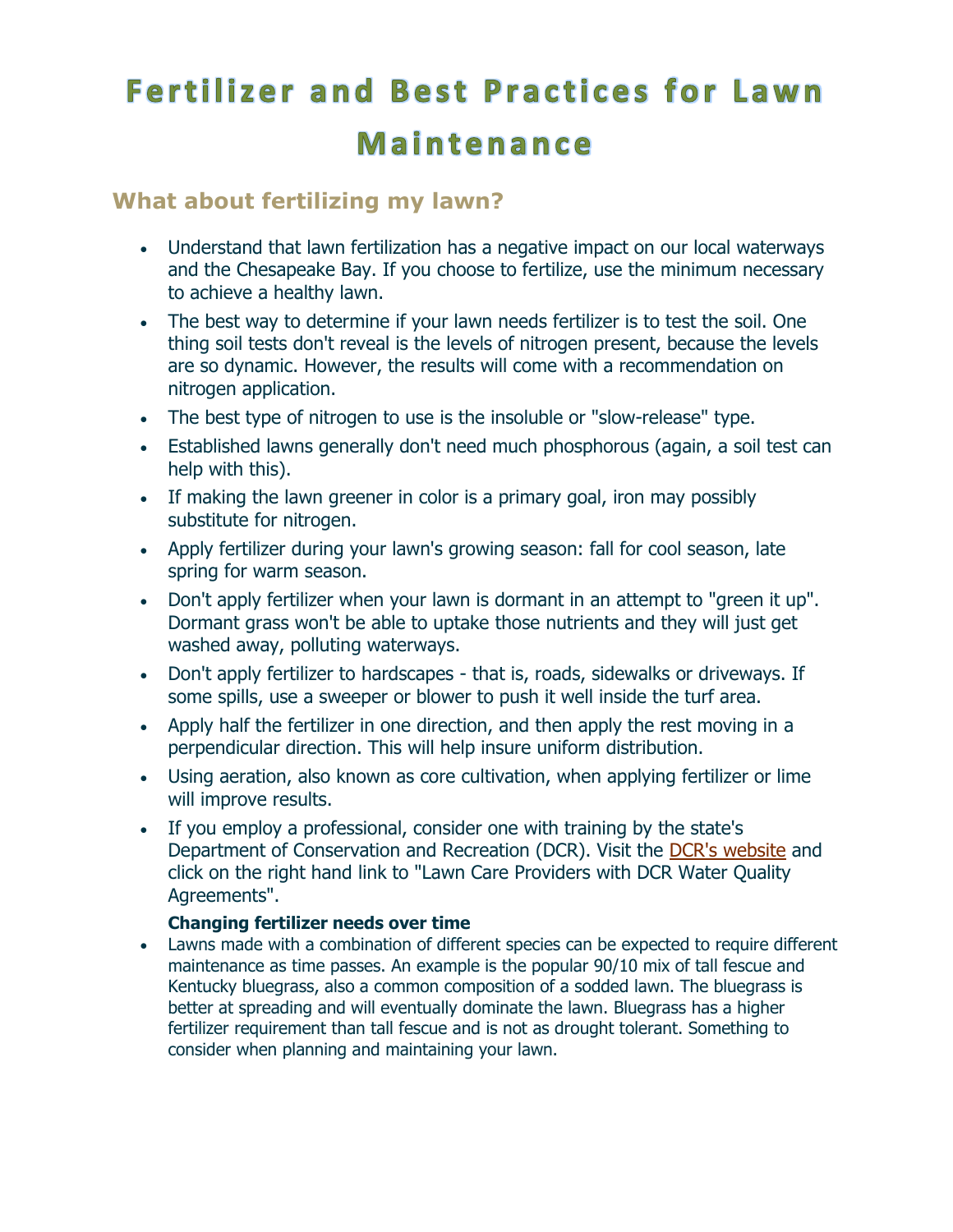# Fertilizer and Best Practices for Lawn Maintenance

## What about fertilizing my lawn?

- Understand that lawn fertilization has a negative impact on our local waterways and the Chesapeake Bay. If you choose to fertilize, use the minimum necessary to achieve a healthy lawn.
- The best way to determine if your lawn needs fertilizer is to test the soil. One thing soil tests don't reveal is the levels of nitrogen present, because the levels are so dynamic. However, the results will come with a recommendation on nitrogen application.
- The best type of nitrogen to use is the insoluble or "slow-release" type.
- Established lawns generally don't need much phosphorous (again, a soil test can help with this).
- If making the lawn greener in color is a primary goal, iron may possibly substitute for nitrogen.
- Apply fertilizer during your lawn's growing season: fall for cool season, late spring for warm season.
- Don't apply fertilizer when your lawn is dormant in an attempt to "green it up". Dormant grass won't be able to uptake those nutrients and they will just get washed away, polluting waterways.
- Don't apply fertilizer to hardscapes - that is, roads, sidewalks or driveways. If some spills, use a sweeper or blower to push it well inside the turf area.
- Apply half the fertilizer in one direction, and then apply the rest moving in a perpendicular direction. This will help insure uniform distribution.
- Using aeration, also known as core cultivation, when applying fertilizer or lime will improve results.
- If you employ a professional, consider one with training by the state's Department of Conservation and Recreation (DCR). Visit the DCR's website and click on the right hand link to "Lawn Care Providers with DCR Water Quality Agreements".

**Changing fertilizer needs over time**

- Lawns made with a combination of different species can be expected to require different maintenance as time passes. An example is the popular 90/10 mix of tall fescue and Kentucky bluegrass, also a common composition of a sodded lawn. The bluegrass is better at spreading and will eventually dominate the lawn. Bluegrass has a higher fertilizer requirement than tall fescue and is not as drought tolerant. Something to consider when planning and maintaining your lawn.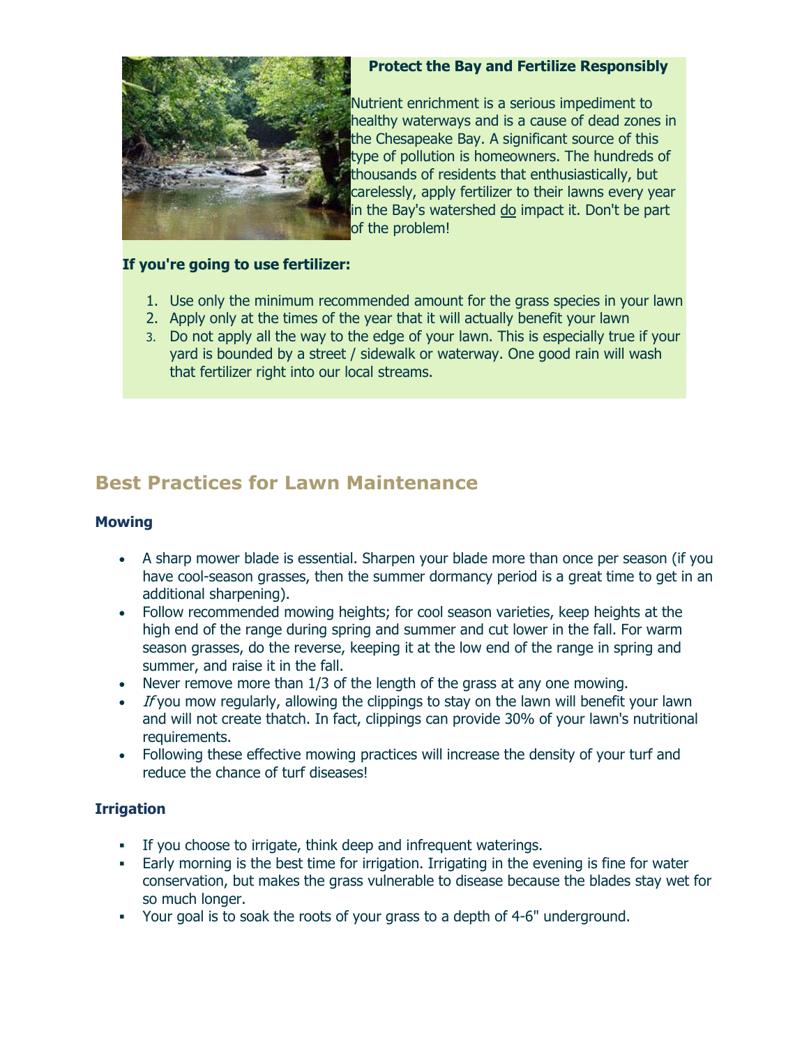**Protect the Bay and Fertilize Responsibly**

Nutrient enrichment is a serious impediment to healthy waterways and is a cause of dead zones in the Chesapeake Bay. A significant source of this type of pollution is homeowners. The hundreds of thousands of residents that enthusiastically, but carelessly, apply fertilizer to their lawns every year in the Bay's watershed do impact it. Don't be part of the problem!

**If you're going to use fertilizer:**

1. Use only the minimum recommended amount for the grass species in your lawn
2. Apply only at the times of the year that it will actually benefit your lawn
3. Do not apply all the way to the edge of your lawn. This is especially true if your yard is bounded by a street / sidewalk or waterway. One good rain will wash that fertilizer right into our local streams.

## Best Practices for Lawn Maintenance

### Mowing

- A sharp mower blade is essential. Sharpen your blade more than once per season (if you have cool-season grasses, then the summer dormancy period is a great time to get in an additional sharpening).
- Follow recommended mowing heights; for cool season varieties, keep heights at the high end of the range during spring and summer and cut lower in the fall. For warm season grasses, do the reverse, keeping it at the low end of the range in spring and summer, and raise it in the fall.
- Never remove more than 1/3 of the length of the grass at any one mowing.
- *If* you mow regularly, allowing the clippings to stay on the lawn will benefit your lawn and will not create thatch. In fact, clippings can provide 30% of your lawn's nutritional requirements.
- Following these effective mowing practices will increase the density of your turf and reduce the chance of turf diseases!

### Irrigation

- If you choose to irrigate, think deep and infrequent waterings.
- Early morning is the best time for irrigation. Irrigating in the evening is fine for water conservation, but makes the grass vulnerable to disease because the blades stay wet for so much longer.
- Your goal is to soak the roots of your grass to a depth of 4-6" underground.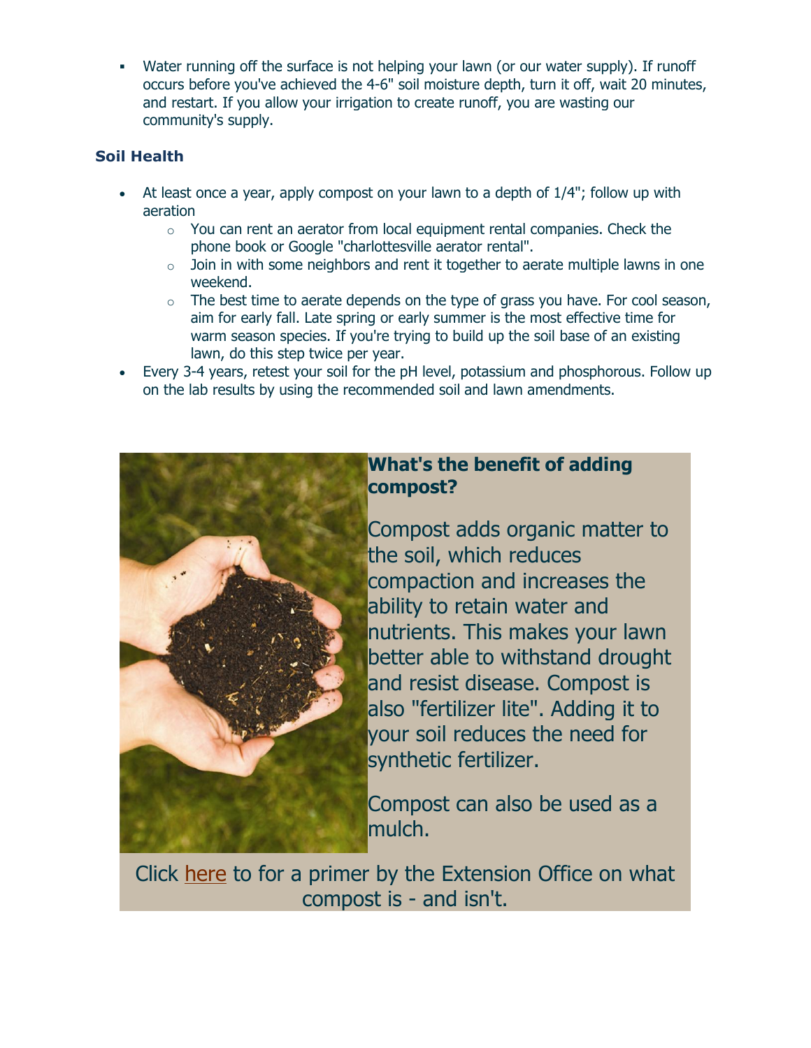- Water running off the surface is not helping your lawn (or our water supply). If runoff occurs before you've achieved the 4-6" soil moisture depth, turn it off, wait 20 minutes, and restart. If you allow your irrigation to create runoff, you are wasting our community's supply.

### Soil Health

- At least once a year, apply compost on your lawn to a depth of 1/4"; follow up with aeration
  - You can rent an aerator from local equipment rental companies. Check the phone book or Google "charlottesville aerator rental".
  - Join in with some neighbors and rent it together to aerate multiple lawns in one weekend.
  - The best time to aerate depends on the type of grass you have. For cool season, aim for early fall. Late spring or early summer is the most effective time for warm season species. If you're trying to build up the soil base of an existing lawn, do this step twice per year.
- Every 3-4 years, retest your soil for the pH level, potassium and phosphorous. Follow up on the lab results by using the recommended soil and lawn amendments.

**What's the benefit of adding compost?**

Compost adds organic matter to the soil, which reduces compaction and increases the ability to retain water and nutrients. This makes your lawn better able to withstand drought and resist disease. Compost is also "fertilizer lite". Adding it to your soil reduces the need for synthetic fertilizer.

Compost can also be used as a mulch.

Click here to for a primer by the Extension Office on what compost is - and isn't.